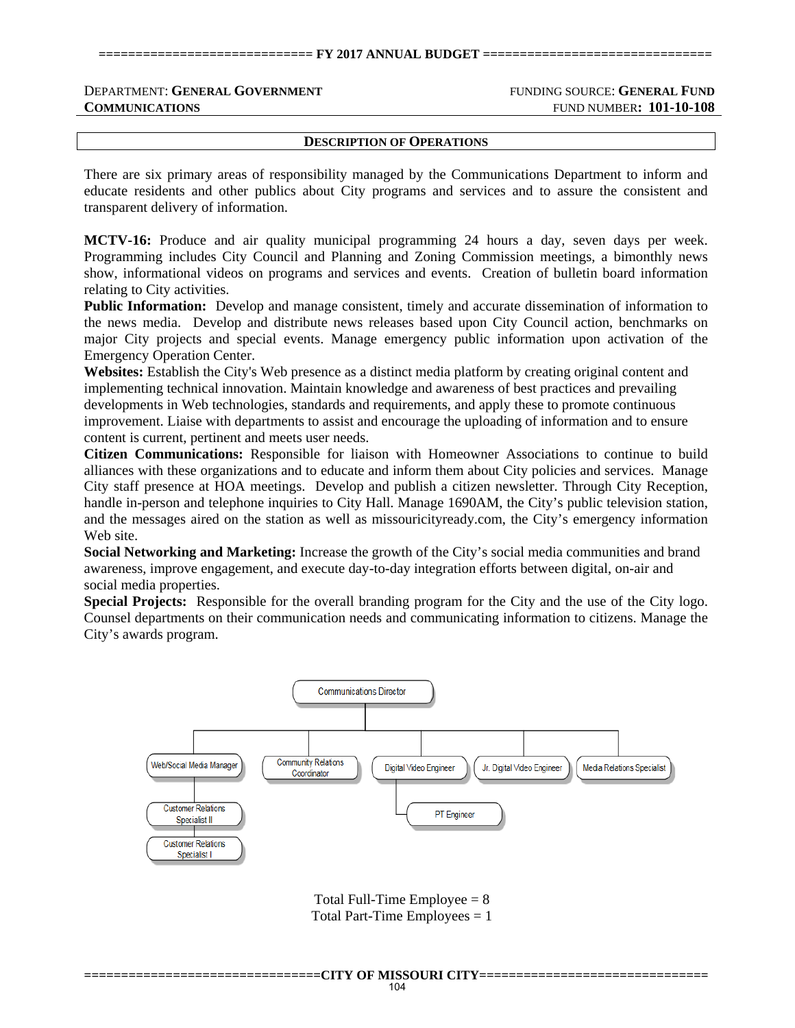DEPARTMENT: **GENERAL GOVERNMENT COMMUNICATIONS**

FUNDING SOURCE: **GENERAL FUND**
FUND NUMBER: **101-10-108**

## DESCRIPTION OF OPERATIONS

There are six primary areas of responsibility managed by the Communications Department to inform and educate residents and other publics about City programs and services and to assure the consistent and transparent delivery of information.

**MCTV-16:** Produce and air quality municipal programming 24 hours a day, seven days per week. Programming includes City Council and Planning and Zoning Commission meetings, a bimonthly news show, informational videos on programs and services and events. Creation of bulletin board information relating to City activities.

**Public Information:** Develop and manage consistent, timely and accurate dissemination of information to the news media. Develop and distribute news releases based upon City Council action, benchmarks on major City projects and special events. Manage emergency public information upon activation of the Emergency Operation Center.

**Websites:** Establish the City's Web presence as a distinct media platform by creating original content and implementing technical innovation. Maintain knowledge and awareness of best practices and prevailing developments in Web technologies, standards and requirements, and apply these to promote continuous improvement. Liaise with departments to assist and encourage the uploading of information and to ensure content is current, pertinent and meets user needs.

**Citizen Communications:** Responsible for liaison with Homeowner Associations to continue to build alliances with these organizations and to educate and inform them about City policies and services. Manage City staff presence at HOA meetings. Develop and publish a citizen newsletter. Through City Reception, handle in-person and telephone inquiries to City Hall. Manage 1690AM, the City's public television station, and the messages aired on the station as well as missouricityready.com, the City's emergency information Web site.

**Social Networking and Marketing:** Increase the growth of the City's social media communities and brand awareness, improve engagement, and execute day-to-day integration efforts between digital, on-air and social media properties.

**Special Projects:** Responsible for the overall branding program for the City and the use of the City logo. Counsel departments on their communication needs and communicating information to citizens. Manage the City's awards program.

- Communications Director
  - Web/Social Media Manager
    - Customer Relations Specialist II
    - Customer Relations Specialist I
  - Community Relations Coordinator
  - Digital Video Engineer
    - PT Engineer
  - Jr. Digital Video Engineer
  - Media Relations Specialist

Total Full-Time Employee = 8
Total Part-Time Employees = 1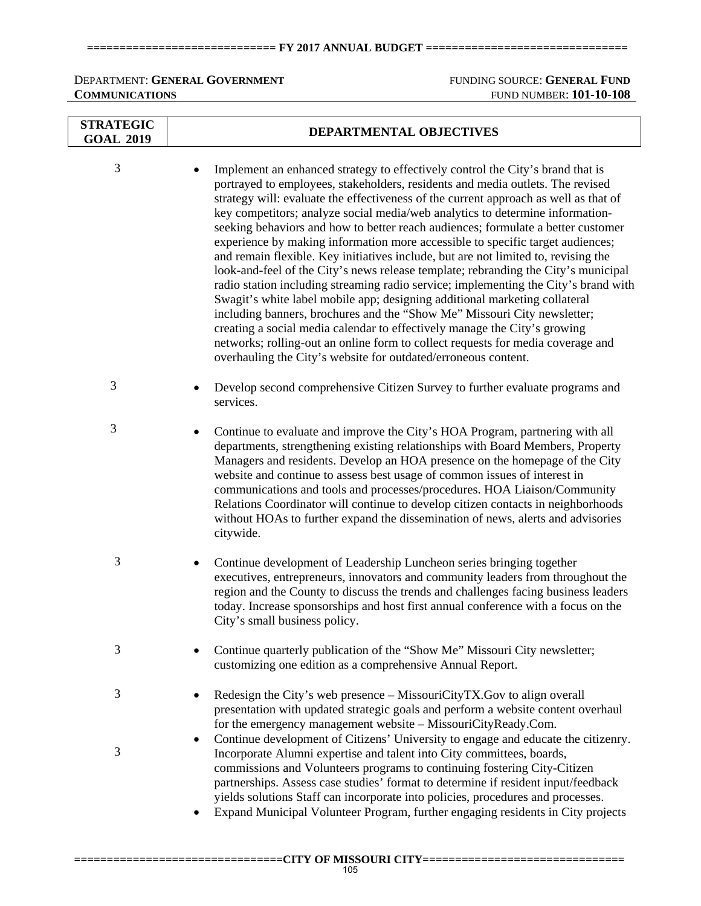DEPARTMENT: **GENERAL GOVERNMENT COMMUNICATIONS**

FUNDING SOURCE: **GENERAL FUND**
FUND NUMBER: **101-10-108**

| STRATEGIC GOAL 2019 | DEPARTMENTAL OBJECTIVES |
|---|---|
| 3 | • Implement an enhanced strategy to effectively control the City's brand that is portrayed to employees, stakeholders, residents and media outlets. The revised strategy will: evaluate the effectiveness of the current approach as well as that of key competitors; analyze social media/web analytics to determine information-seeking behaviors and how to better reach audiences; formulate a better customer experience by making information more accessible to specific target audiences; and remain flexible. Key initiatives include, but are not limited to, revising the look-and-feel of the City's news release template; rebranding the City's municipal radio station including streaming radio service; implementing the City's brand with Swagit's white label mobile app; designing additional marketing collateral including banners, brochures and the "Show Me" Missouri City newsletter; creating a social media calendar to effectively manage the City's growing networks; rolling-out an online form to collect requests for media coverage and overhauling the City's website for outdated/erroneous content. |
| 3 | • Develop second comprehensive Citizen Survey to further evaluate programs and services. |
| 3 | • Continue to evaluate and improve the City's HOA Program, partnering with all departments, strengthening existing relationships with Board Members, Property Managers and residents. Develop an HOA presence on the homepage of the City website and continue to assess best usage of common issues of interest in communications and tools and processes/procedures. HOA Liaison/Community Relations Coordinator will continue to develop citizen contacts in neighborhoods without HOAs to further expand the dissemination of news, alerts and advisories citywide. |
| 3 | • Continue development of Leadership Luncheon series bringing together executives, entrepreneurs, innovators and community leaders from throughout the region and the County to discuss the trends and challenges facing business leaders today. Increase sponsorships and host first annual conference with a focus on the City's small business policy. |
| 3 | • Continue quarterly publication of the "Show Me" Missouri City newsletter; customizing one edition as a comprehensive Annual Report. |
| 3 | • Redesign the City's web presence – MissouriCityTX.Gov to align overall presentation with updated strategic goals and perform a website content overhaul for the emergency management website – MissouriCityReady.Com. |
| 3 | • Continue development of Citizens' University to engage and educate the citizenry. Incorporate Alumni expertise and talent into City committees, boards, commissions and Volunteers programs to continuing fostering City-Citizen partnerships. Assess case studies' format to determine if resident input/feedback yields solutions Staff can incorporate into policies, procedures and processes. |
| | • Expand Municipal Volunteer Program, further engaging residents in City projects |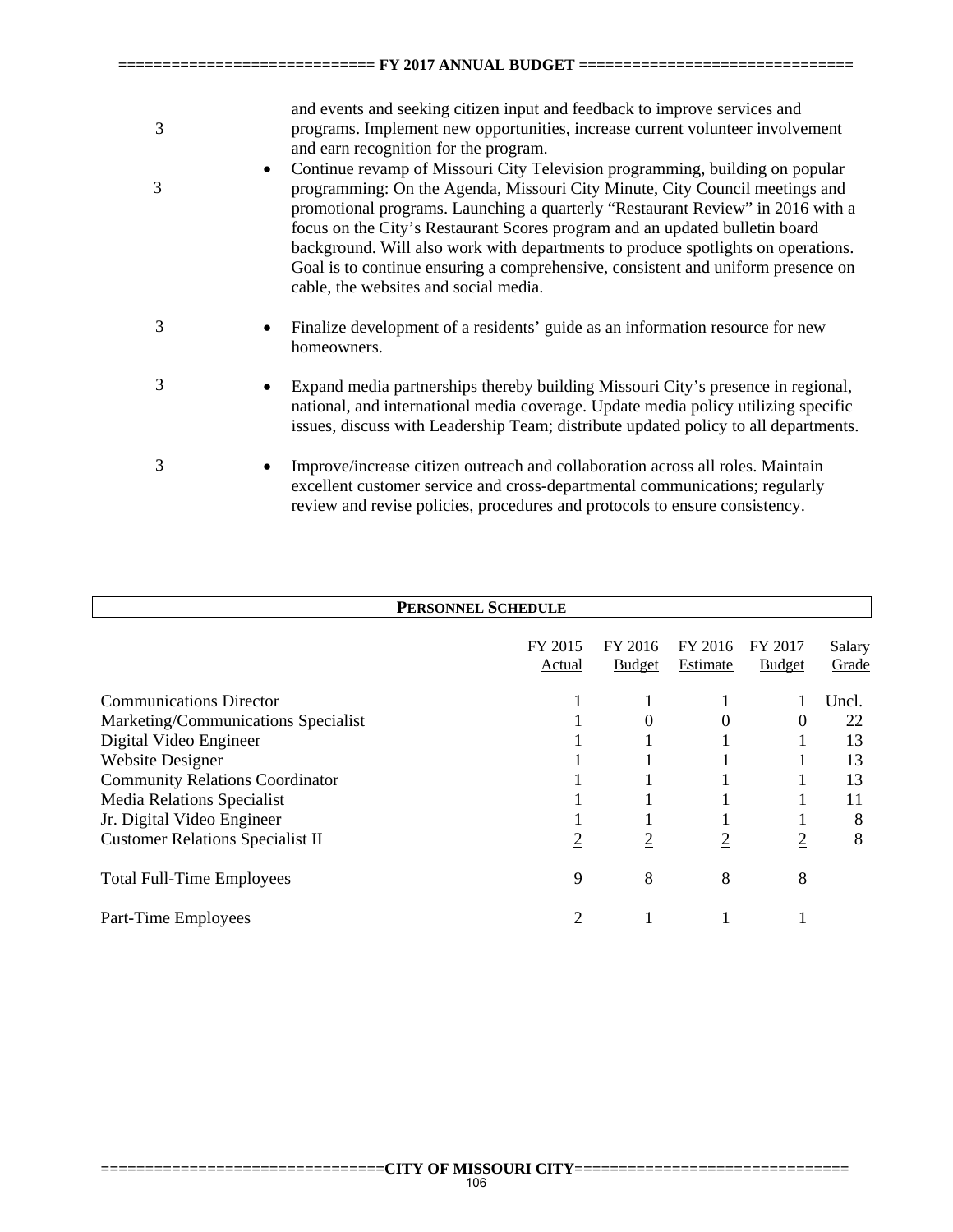3 and events and seeking citizen input and feedback to improve services and programs. Implement new opportunities, increase current volunteer involvement and earn recognition for the program.

3
- Continue revamp of Missouri City Television programming, building on popular programming: On the Agenda, Missouri City Minute, City Council meetings and promotional programs. Launching a quarterly "Restaurant Review" in 2016 with a focus on the City's Restaurant Scores program and an updated bulletin board background. Will also work with departments to produce spotlights on operations. Goal is to continue ensuring a comprehensive, consistent and uniform presence on cable, the websites and social media.

3
- Finalize development of a residents' guide as an information resource for new homeowners.

3
- Expand media partnerships thereby building Missouri City's presence in regional, national, and international media coverage. Update media policy utilizing specific issues, discuss with Leadership Team; distribute updated policy to all departments.

3
- Improve/increase citizen outreach and collaboration across all roles. Maintain excellent customer service and cross-departmental communications; regularly review and revise policies, procedures and protocols to ensure consistency.

**PERSONNEL SCHEDULE**

| | FY 2015 Actual | FY 2016 Budget | FY 2016 Estimate | FY 2017 Budget | Salary Grade |
|---|---|---|---|---|---|
| Communications Director | 1 | 1 | 1 | 1 | Uncl. |
| Marketing/Communications Specialist | 1 | 0 | 0 | 0 | 22 |
| Digital Video Engineer | 1 | 1 | 1 | 1 | 13 |
| Website Designer | 1 | 1 | 1 | 1 | 13 |
| Community Relations Coordinator | 1 | 1 | 1 | 1 | 13 |
| Media Relations Specialist | 1 | 1 | 1 | 1 | 11 |
| Jr. Digital Video Engineer | 1 | 1 | 1 | 1 | 8 |
| Customer Relations Specialist II | 2 | 2 | 2 | 2 | 8 |
| Total Full-Time Employees | 9 | 8 | 8 | 8 | |
| Part-Time Employees | 2 | 1 | 1 | 1 | |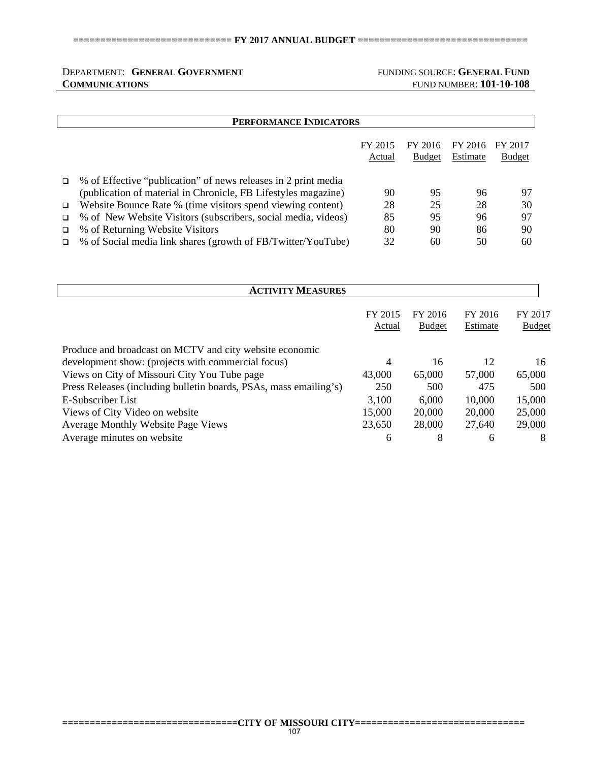DEPARTMENT: **GENERAL GOVERNMENT** FUNDING SOURCE: **GENERAL FUND**

**COMMUNICATIONS** FUND NUMBER: **101-10-108**

## PERFORMANCE INDICATORS

| | FY 2015 Actual | FY 2016 Budget | FY 2016 Estimate | FY 2017 Budget |
|---|---|---|---|---|
| ❑ % of Effective "publication" of news releases in 2 print media (publication of material in Chronicle, FB Lifestyles magazine) | 90 | 95 | 96 | 97 |
| ❑ Website Bounce Rate % (time visitors spend viewing content) | 28 | 25 | 28 | 30 |
| ❑ % of New Website Visitors (subscribers, social media, videos) | 85 | 95 | 96 | 97 |
| ❑ % of Returning Website Visitors | 80 | 90 | 86 | 90 |
| ❑ % of Social media link shares (growth of FB/Twitter/YouTube) | 32 | 60 | 50 | 60 |

## ACTIVITY MEASURES

| | FY 2015 Actual | FY 2016 Budget | FY 2016 Estimate | FY 2017 Budget |
|---|---|---|---|---|
| Produce and broadcast on MCTV and city website economic development show: (projects with commercial focus) | 4 | 16 | 12 | 16 |
| Views on City of Missouri City You Tube page | 43,000 | 65,000 | 57,000 | 65,000 |
| Press Releases (including bulletin boards, PSAs, mass emailing's) | 250 | 500 | 475 | 500 |
| E-Subscriber List | 3,100 | 6,000 | 10,000 | 15,000 |
| Views of City Video on website | 15,000 | 20,000 | 20,000 | 25,000 |
| Average Monthly Website Page Views | 23,650 | 28,000 | 27,640 | 29,000 |
| Average minutes on website | 6 | 8 | 6 | 8 |